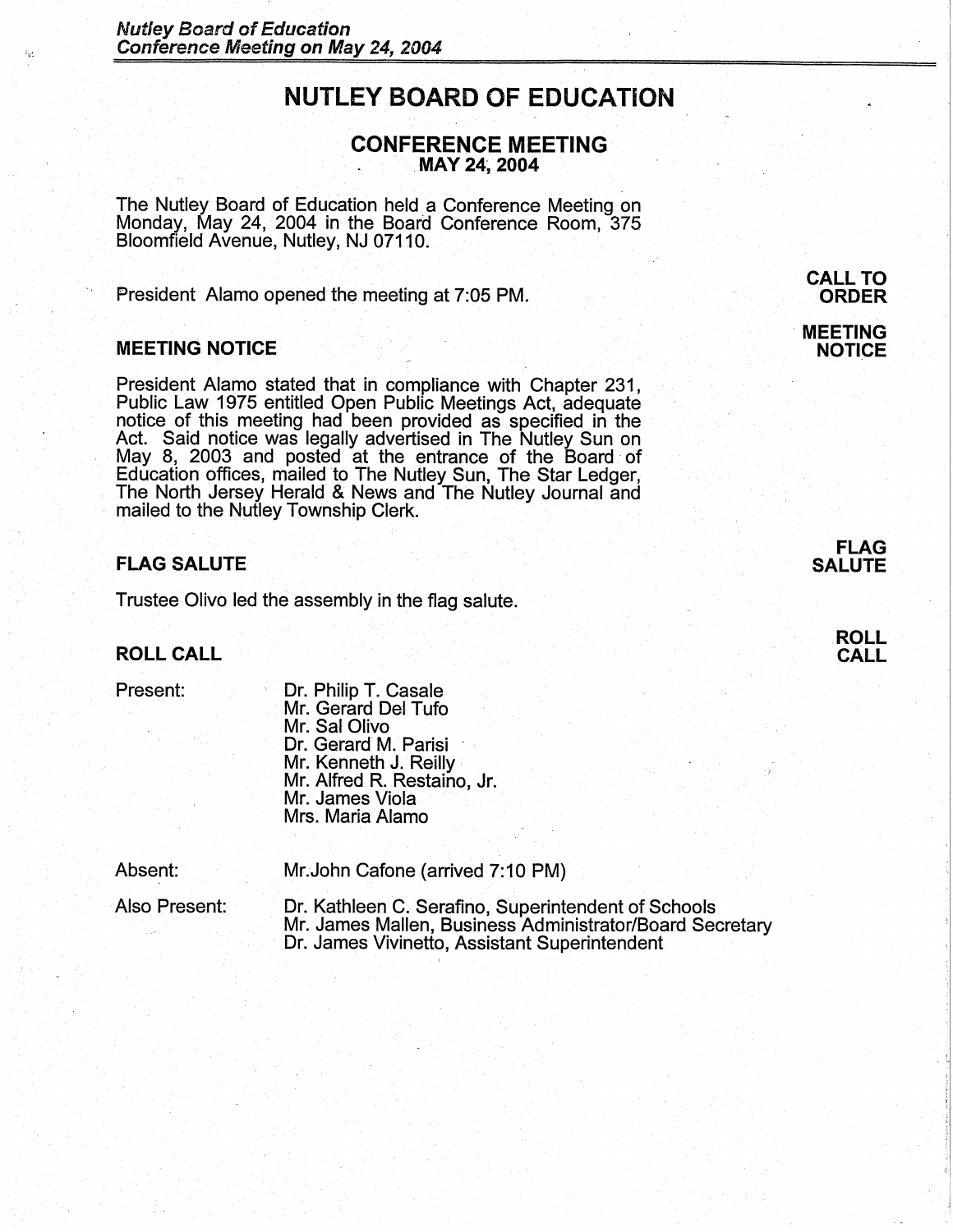# NUTLEY BOARD OF EDUCATION

## CONFERENCE MEETING
### MAY 24, 2004

The Nutley Board of Education held a Conference Meeting on Monday, May 24, 2004 in the Board Conference Room, 375 Bloomfield Avenue, Nutley, NJ 07110.

**CALL TO ORDER**

President Alamo opened the meeting at 7:05 PM.

### MEETING NOTICE

President Alamo stated that in compliance with Chapter 231, Public Law 1975 entitled Open Public Meetings Act, adequate notice of this meeting had been provided as specified in the Act. Said notice was legally advertised in The Nutley Sun on May 8, 2003 and posted at the entrance of the Board of Education offices, mailed to The Nutley Sun, The Star Ledger, The North Jersey Herald & News and The Nutley Journal and mailed to the Nutley Township Clerk.

### FLAG SALUTE

Trustee Olivo led the assembly in the flag salute.

### ROLL CALL

Present:
- Dr. Philip T. Casale
- Mr. Gerard Del Tufo
- Mr. Sal Olivo
- Dr. Gerard M. Parisi
- Mr. Kenneth J. Reilly
- Mr. Alfred R. Restaino, Jr.
- Mr. James Viola
- Mrs. Maria Alamo

Absent:
- Mr.John Cafone (arrived 7:10 PM)

Also Present:
- Dr. Kathleen C. Serafino, Superintendent of Schools
- Mr. James Mallen, Business Administrator/Board Secretary
- Dr. James Vivinetto, Assistant Superintendent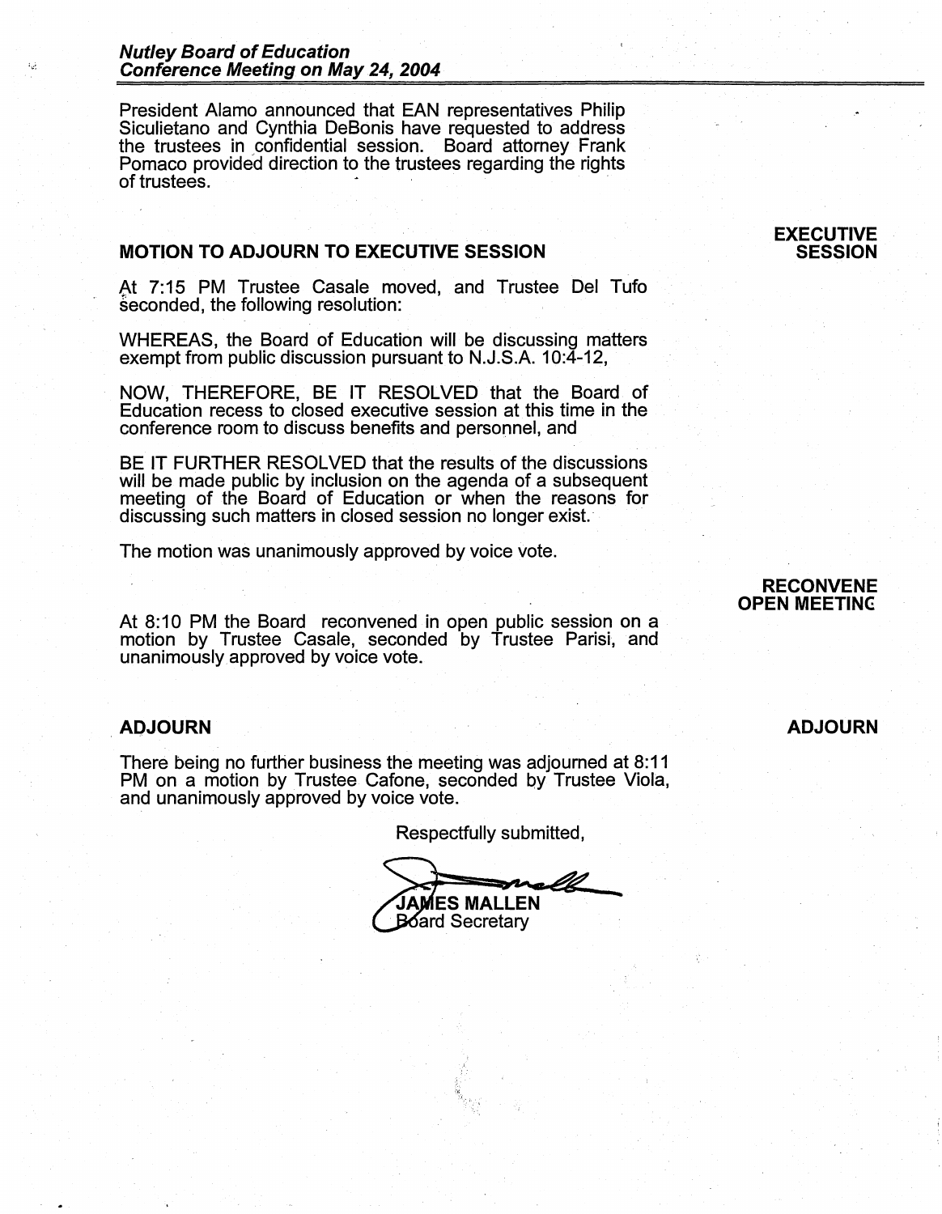President Alamo announced that EAN representatives Philip Siculietano and Cynthia DeBonis have requested to address the trustees in confidential session. Board attorney Frank Pomaco provided direction to the trustees regarding the rights of trustees.

**EXECUTIVE SESSION**

## MOTION TO ADJOURN TO EXECUTIVE SESSION

At 7:15 PM Trustee Casale moved, and Trustee Del Tufo seconded, the following resolution:

WHEREAS, the Board of Education will be discussing matters exempt from public discussion pursuant to N.J.S.A. 10:4-12,

NOW, THEREFORE, BE IT RESOLVED that the Board of Education recess to closed executive session at this time in the conference room to discuss benefits and personnel, and

BE IT FURTHER RESOLVED that the results of the discussions will be made public by inclusion on the agenda of a subsequent meeting of the Board of Education or when the reasons for discussing such matters in closed session no longer exist.

The motion was unanimously approved by voice vote.

**RECONVENE OPEN MEETING**

At 8:10 PM the Board reconvened in open public session on a motion by Trustee Casale, seconded by Trustee Parisi, and unanimously approved by voice vote.

**ADJOURN**

## ADJOURN

There being no further business the meeting was adjourned at 8:11 PM on a motion by Trustee Cafone, seconded by Trustee Viola, and unanimously approved by voice vote.

Respectfully submitted,

JAMES MALLEN
Board Secretary